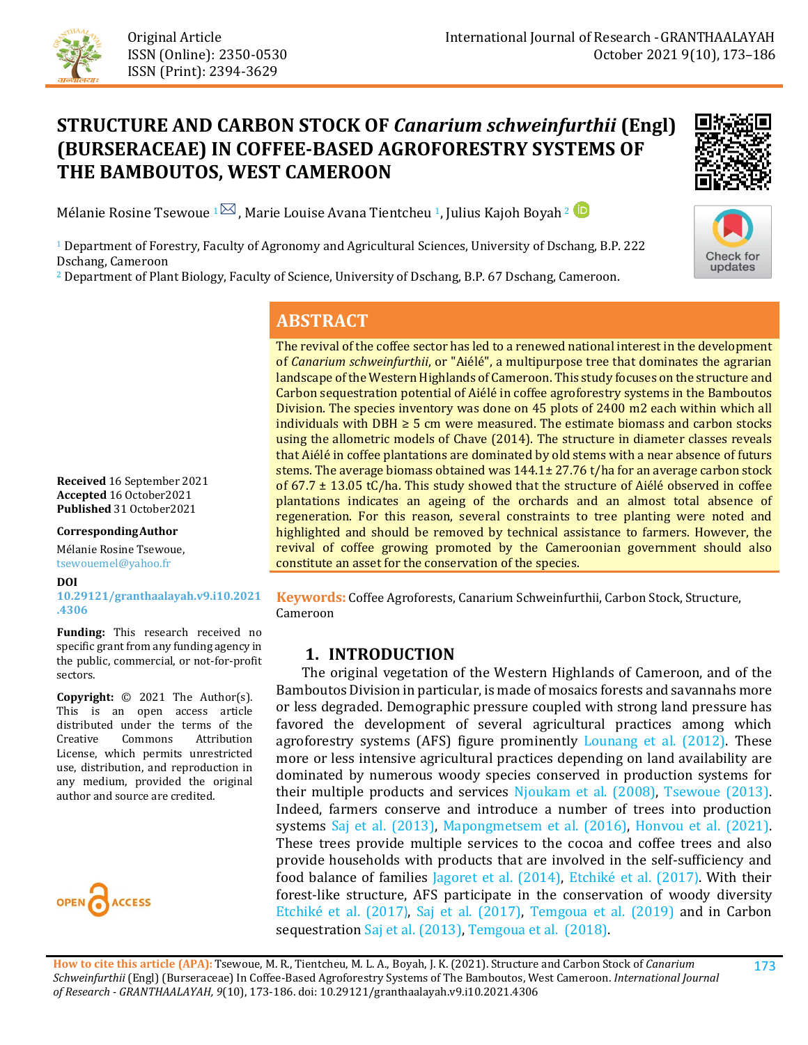Original Article
ISSN (Online): 2350-0530
ISSN (Print): 2394-3629

International Journal of Research - GRANTHAALAYAH
October 2021 9(10), 173–186

# STRUCTURE AND CARBON STOCK OF *Canarium schweinfurthii* (Engl) (BURSERACEAE) IN COFFEE-BASED AGROFORESTRY SYSTEMS OF THE BAMBOUTOS, WEST CAMEROON

Mélanie Rosine Tsewoue [1], Marie Louise Avana Tientcheu [1], Julius Kajoh Boyah [2]

[1] Department of Forestry, Faculty of Agronomy and Agricultural Sciences, University of Dschang, B.P. 222 Dschang, Cameroon
[2] Department of Plant Biology, Faculty of Science, University of Dschang, B.P. 67 Dschang, Cameroon.

## ABSTRACT

The revival of the coffee sector has led to a renewed national interest in the development of *Canarium schweinfurthii*, or "Aiélé", a multipurpose tree that dominates the agrarian landscape of the Western Highlands of Cameroon. This study focuses on the structure and Carbon sequestration potential of Aiélé in coffee agroforestry systems in the Bamboutos Division. The species inventory was done on 45 plots of 2400 m2 each within which all individuals with DBH ≥ 5 cm were measured. The estimate biomass and carbon stocks using the allometric models of Chave (2014). The structure in diameter classes reveals that Aiélé in coffee plantations are dominated by old stems with a near absence of futurs stems. The average biomass obtained was 144.1± 27.76 t/ha for an average carbon stock of 67.7 ± 13.05 tC/ha. This study showed that the structure of Aiélé observed in coffee plantations indicates an ageing of the orchards and an almost total absence of regeneration. For this reason, several constraints to tree planting were noted and highlighted and should be removed by technical assistance to farmers. However, the revival of coffee growing promoted by the Cameroonian government should also constitute an asset for the conservation of the species.

**Keywords:** Coffee Agroforests, Canarium Schweinfurthii, Carbon Stock, Structure, Cameroon

**Received** 16 September 2021
**Accepted** 16 October2021
**Published** 31 October2021

**Corresponding Author**

Mélanie Rosine Tsewoue, tsewouemel@yahoo.fr

**DOI**
10.29121/granthaalayah.v9.i10.2021.4306

**Funding:** This research received no specific grant from any funding agency in the public, commercial, or not-for-profit sectors.

**Copyright:** © 2021 The Author(s). This is an open access article distributed under the terms of the Creative Commons Attribution License, which permits unrestricted use, distribution, and reproduction in any medium, provided the original author and source are credited.

## 1. INTRODUCTION

The original vegetation of the Western Highlands of Cameroon, and of the Bamboutos Division in particular, is made of mosaics forests and savannahs more or less degraded. Demographic pressure coupled with strong land pressure has favored the development of several agricultural practices among which agroforestry systems (AFS) figure prominently Lounang et al. (2012). These more or less intensive agricultural practices depending on land availability are dominated by numerous woody species conserved in production systems for their multiple products and services Njoukam et al. (2008), Tsewoue (2013). Indeed, farmers conserve and introduce a number of trees into production systems Saj et al. (2013), Mapongmetsem et al. (2016), Honvou et al. (2021). These trees provide multiple services to the cocoa and coffee trees and also provide households with products that are involved in the self-sufficiency and food balance of families Jagoret et al. (2014), Etchiké et al. (2017). With their forest-like structure, AFS participate in the conservation of woody diversity Etchiké et al. (2017), Saj et al. (2017), Temgoua et al. (2019) and in Carbon sequestration Saj et al. (2013), Temgoua et al. (2018).

**How to cite this article (APA):** Tsewoue, M. R., Tientcheu, M. L. A., Boyah, J. K. (2021). Structure and Carbon Stock of *Canarium Schweinfurthii* (Engl) (Burseraceae) In Coffee-Based Agroforestry Systems of The Bamboutos, West Cameroon. *International Journal of Research - GRANTHAALAYAH, 9*(10), 173-186. doi: 10.29121/granthaalayah.v9.i10.2021.4306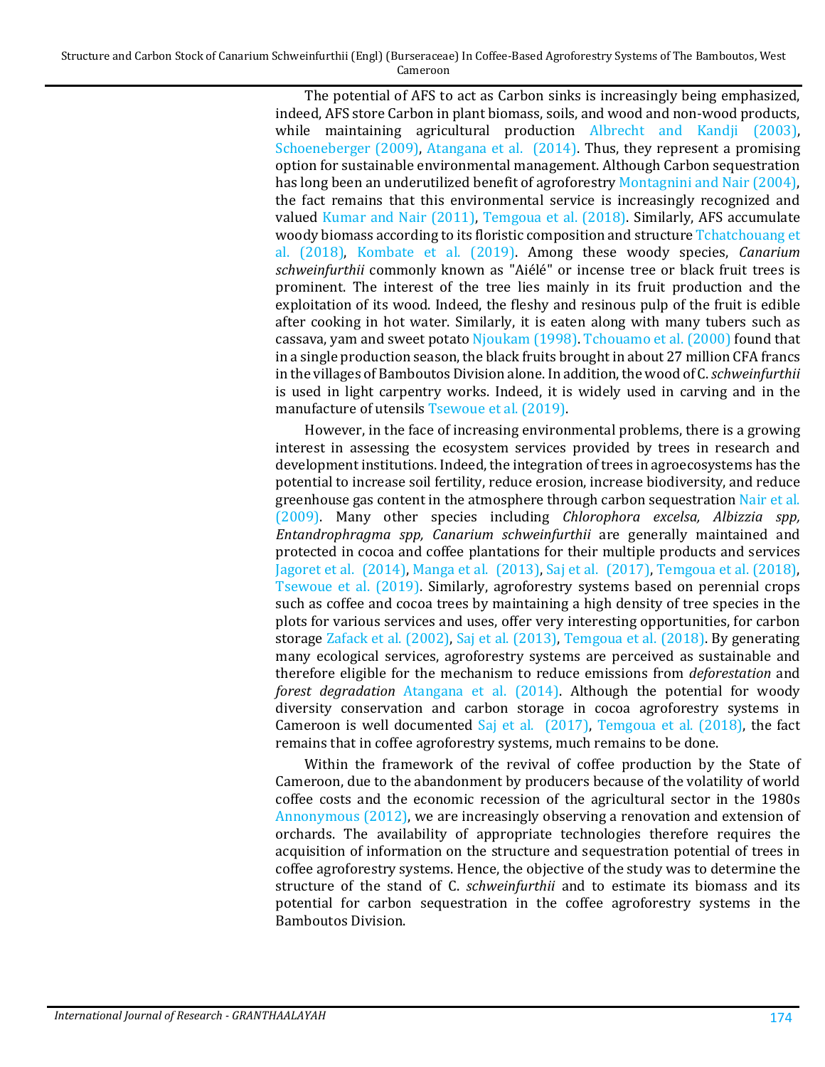The potential of AFS to act as Carbon sinks is increasingly being emphasized, indeed, AFS store Carbon in plant biomass, soils, and wood and non-wood products, while maintaining agricultural production Albrecht and Kandji (2003), Schoeneberger (2009), Atangana et al. (2014). Thus, they represent a promising option for sustainable environmental management. Although Carbon sequestration has long been an underutilized benefit of agroforestry Montagnini and Nair (2004), the fact remains that this environmental service is increasingly recognized and valued Kumar and Nair (2011), Temgoua et al. (2018). Similarly, AFS accumulate woody biomass according to its floristic composition and structure Tchatchouang et al. (2018), Kombate et al. (2019). Among these woody species, *Canarium schweinfurthii* commonly known as "Aiélé" or incense tree or black fruit trees is prominent. The interest of the tree lies mainly in its fruit production and the exploitation of its wood. Indeed, the fleshy and resinous pulp of the fruit is edible after cooking in hot water. Similarly, it is eaten along with many tubers such as cassava, yam and sweet potato Njoukam (1998). Tchouamo et al. (2000) found that in a single production season, the black fruits brought in about 27 million CFA francs in the villages of Bamboutos Division alone. In addition, the wood of C. *schweinfurthii* is used in light carpentry works. Indeed, it is widely used in carving and in the manufacture of utensils Tsewoue et al. (2019).

However, in the face of increasing environmental problems, there is a growing interest in assessing the ecosystem services provided by trees in research and development institutions. Indeed, the integration of trees in agroecosystems has the potential to increase soil fertility, reduce erosion, increase biodiversity, and reduce greenhouse gas content in the atmosphere through carbon sequestration Nair et al. (2009). Many other species including *Chlorophora excelsa, Albizzia spp, Entandrophragma spp, Canarium schweinfurthii* are generally maintained and protected in cocoa and coffee plantations for their multiple products and services Jagoret et al. (2014), Manga et al. (2013), Saj et al. (2017), Temgoua et al. (2018), Tsewoue et al. (2019). Similarly, agroforestry systems based on perennial crops such as coffee and cocoa trees by maintaining a high density of tree species in the plots for various services and uses, offer very interesting opportunities, for carbon storage Zafack et al. (2002), Saj et al. (2013), Temgoua et al. (2018). By generating many ecological services, agroforestry systems are perceived as sustainable and therefore eligible for the mechanism to reduce emissions from *deforestation* and *forest degradation* Atangana et al. (2014). Although the potential for woody diversity conservation and carbon storage in cocoa agroforestry systems in Cameroon is well documented Saj et al. (2017), Temgoua et al. (2018), the fact remains that in coffee agroforestry systems, much remains to be done.

Within the framework of the revival of coffee production by the State of Cameroon, due to the abandonment by producers because of the volatility of world coffee costs and the economic recession of the agricultural sector in the 1980s Annonymous (2012), we are increasingly observing a renovation and extension of orchards. The availability of appropriate technologies therefore requires the acquisition of information on the structure and sequestration potential of trees in coffee agroforestry systems. Hence, the objective of the study was to determine the structure of the stand of C. *schweinfurthii* and to estimate its biomass and its potential for carbon sequestration in the coffee agroforestry systems in the Bamboutos Division.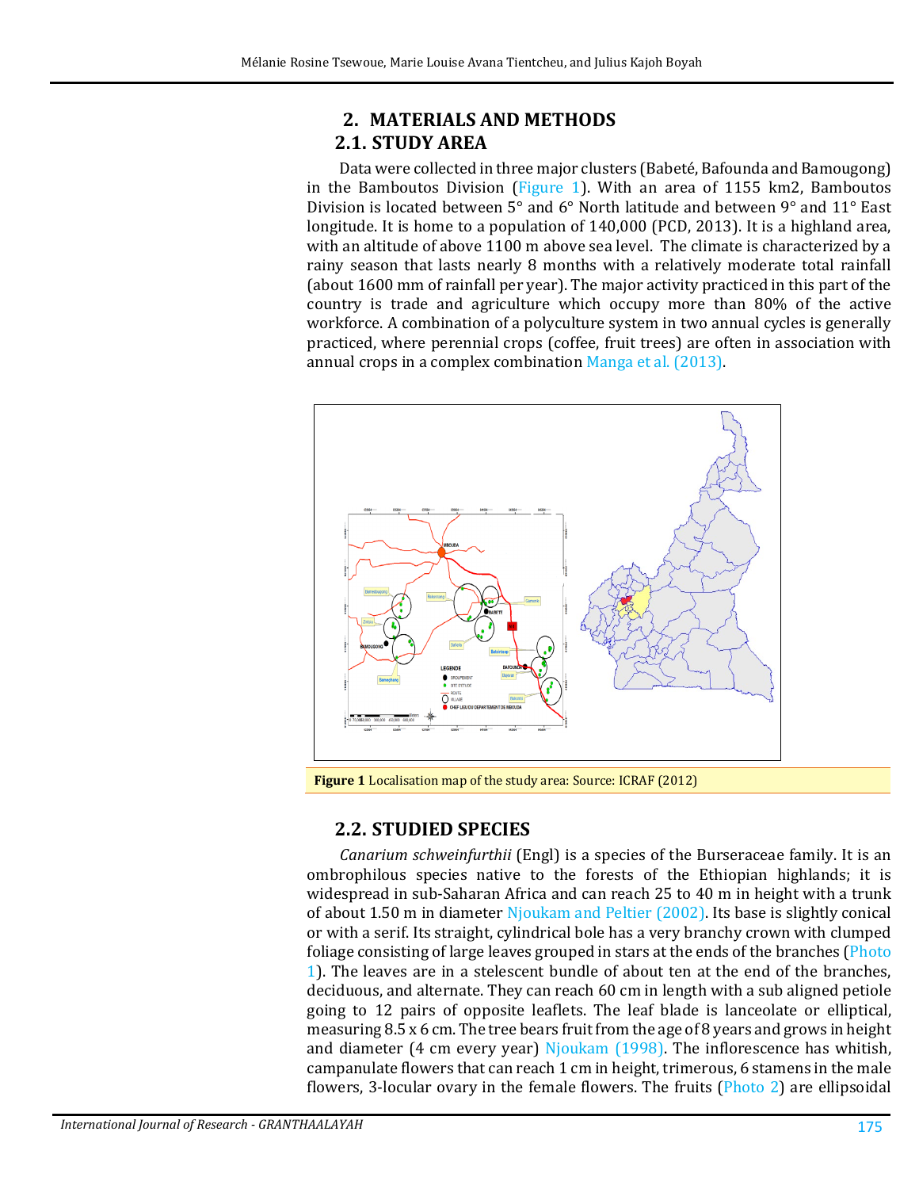## 2. MATERIALS AND METHODS

### 2.1. STUDY AREA

Data were collected in three major clusters (Babeté, Bafounda and Bamougong) in the Bamboutos Division (Figure 1). With an area of 1155 km2, Bamboutos Division is located between 5° and 6° North latitude and between 9° and 11° East longitude. It is home to a population of 140,000 (PCD, 2013). It is a highland area, with an altitude of above 1100 m above sea level. The climate is characterized by a rainy season that lasts nearly 8 months with a relatively moderate total rainfall (about 1600 mm of rainfall per year). The major activity practiced in this part of the country is trade and agriculture which occupy more than 80% of the active workforce. A combination of a polyculture system in two annual cycles is generally practiced, where perennial crops (coffee, fruit trees) are often in association with annual crops in a complex combination Manga et al. (2013).

**Figure 1** Localisation map of the study area: Source: ICRAF (2012)

### 2.2. STUDIED SPECIES

*Canarium schweinfurthii* (Engl) is a species of the Burseraceae family. It is an ombrophilous species native to the forests of the Ethiopian highlands; it is widespread in sub-Saharan Africa and can reach 25 to 40 m in height with a trunk of about 1.50 m in diameter Njoukam and Peltier (2002). Its base is slightly conical or with a serif. Its straight, cylindrical bole has a very branchy crown with clumped foliage consisting of large leaves grouped in stars at the ends of the branches (Photo 1). The leaves are in a stelescent bundle of about ten at the end of the branches, deciduous, and alternate. They can reach 60 cm in length with a sub aligned petiole going to 12 pairs of opposite leaflets. The leaf blade is lanceolate or elliptical, measuring 8.5 x 6 cm. The tree bears fruit from the age of 8 years and grows in height and diameter (4 cm every year) Njoukam (1998). The inflorescence has whitish, campanulate flowers that can reach 1 cm in height, trimerous, 6 stamens in the male flowers, 3-locular ovary in the female flowers. The fruits (Photo 2) are ellipsoidal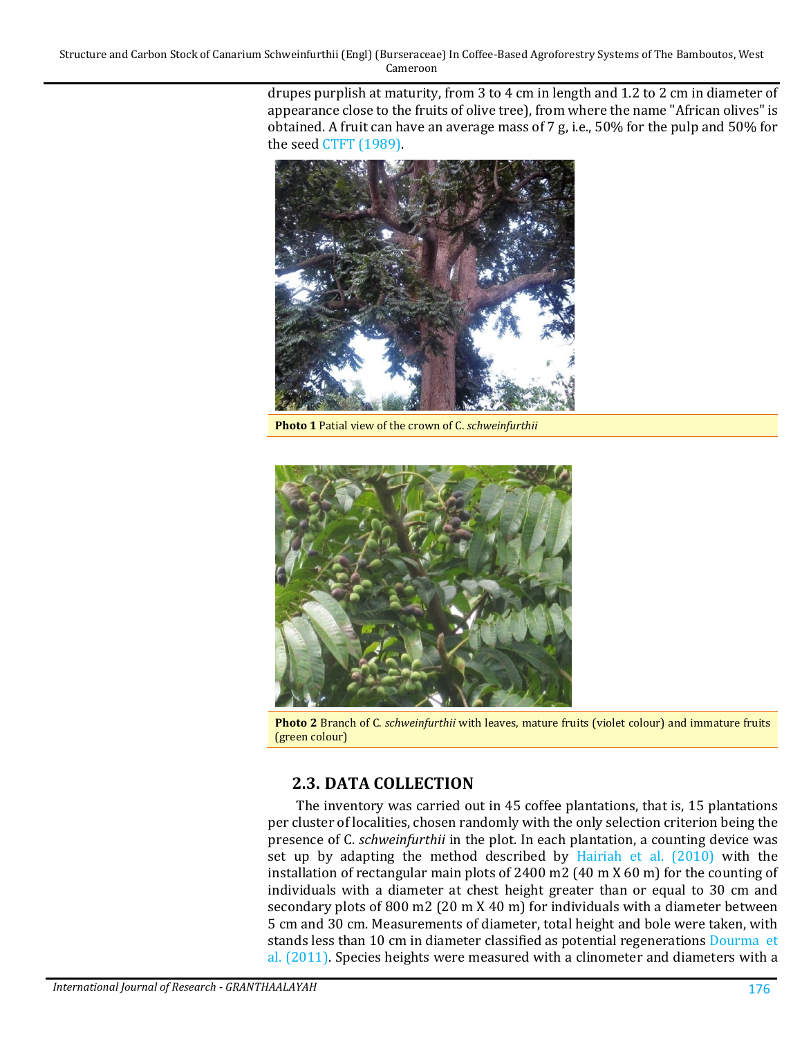drupes purplish at maturity, from 3 to 4 cm in length and 1.2 to 2 cm in diameter of appearance close to the fruits of olive tree), from where the name "African olives" is obtained. A fruit can have an average mass of 7 g, i.e., 50% for the pulp and 50% for the seed CTFT (1989).

**Photo 1** Patial view of the crown of C. *schweinfurthii*

**Photo 2** Branch of C. *schweinfurthii* with leaves, mature fruits (violet colour) and immature fruits (green colour)

## 2.3. DATA COLLECTION

The inventory was carried out in 45 coffee plantations, that is, 15 plantations per cluster of localities, chosen randomly with the only selection criterion being the presence of C. *schweinfurthii* in the plot. In each plantation, a counting device was set up by adapting the method described by Hairiah et al. (2010) with the installation of rectangular main plots of 2400 m2 (40 m X 60 m) for the counting of individuals with a diameter at chest height greater than or equal to 30 cm and secondary plots of 800 m2 (20 m X 40 m) for individuals with a diameter between 5 cm and 30 cm. Measurements of diameter, total height and bole were taken, with stands less than 10 cm in diameter classified as potential regenerations Dourma et al. (2011). Species heights were measured with a clinometer and diameters with a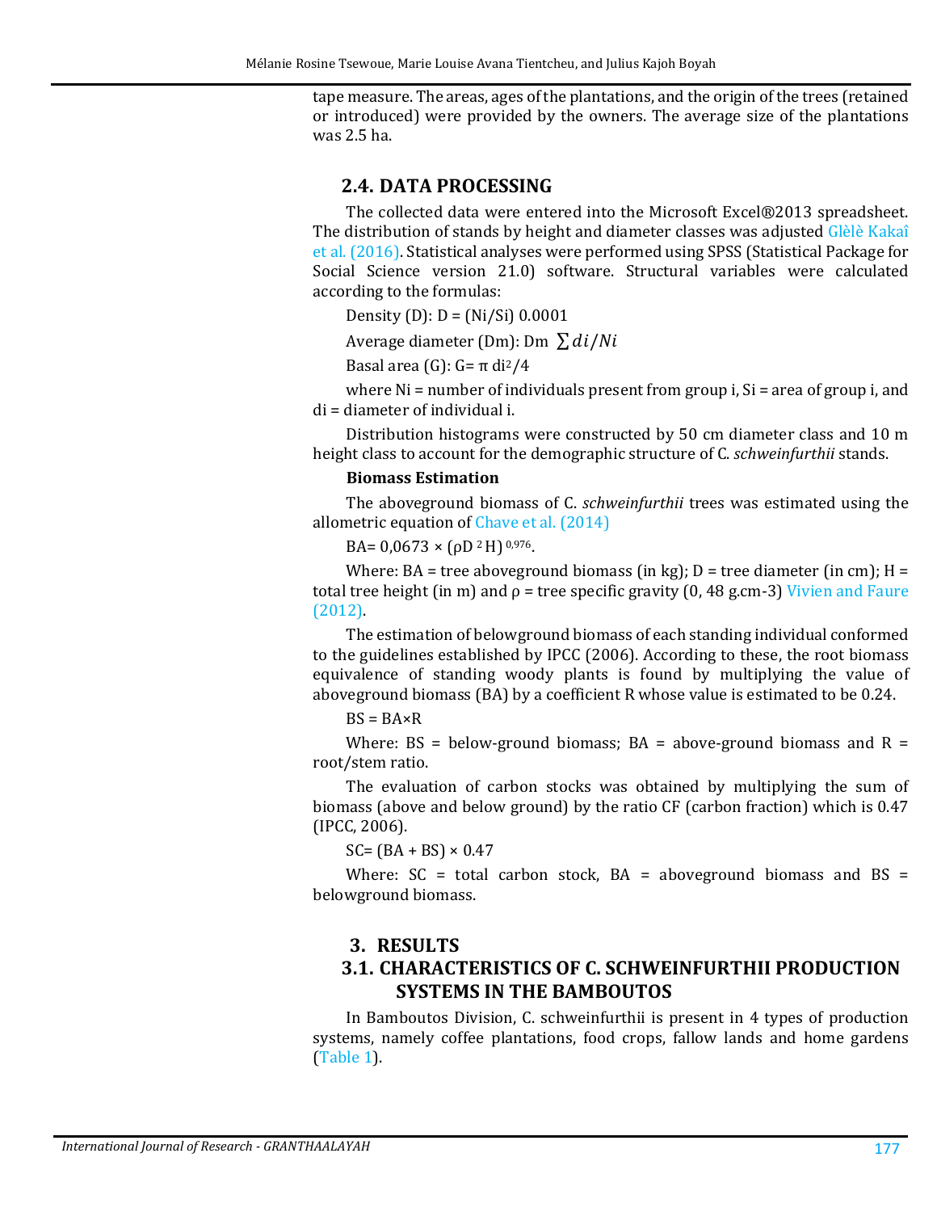tape measure. The areas, ages of the plantations, and the origin of the trees (retained or introduced) were provided by the owners. The average size of the plantations was 2.5 ha.

## 2.4. DATA PROCESSING

The collected data were entered into the Microsoft Excel®2013 spreadsheet. The distribution of stands by height and diameter classes was adjusted Glèlè Kakaî et al. (2016). Statistical analyses were performed using SPSS (Statistical Package for Social Science version 21.0) software. Structural variables were calculated according to the formulas:

Density (D): D = (Ni/Si) 0.0001

Average diameter (Dm): Dm $\sum di/Ni$

Basal area (G): G= π $di^2/4$

where Ni = number of individuals present from group i, Si = area of group i, and di = diameter of individual i.

Distribution histograms were constructed by 50 cm diameter class and 10 m height class to account for the demographic structure of C. *schweinfurthii* stands.

**Biomass Estimation**

The aboveground biomass of C. *schweinfurthii* trees was estimated using the allometric equation of Chave et al. (2014)

BA= 0,0673 × $(\rho D^2 H)^{0,976}$.

Where: BA = tree aboveground biomass (in kg); D = tree diameter (in cm); H = total tree height (in m) and ρ = tree specific gravity (0, 48 $g.cm^{-3}$) Vivien and Faure (2012).

The estimation of belowground biomass of each standing individual conformed to the guidelines established by IPCC (2006). According to these, the root biomass equivalence of standing woody plants is found by multiplying the value of aboveground biomass (BA) by a coefficient R whose value is estimated to be 0.24.

BS = BA×R

Where: BS = below-ground biomass; BA = above-ground biomass and R = root/stem ratio.

The evaluation of carbon stocks was obtained by multiplying the sum of biomass (above and below ground) by the ratio CF (carbon fraction) which is 0.47 (IPCC, 2006).

SC= (BA + BS) × 0.47

Where: SC = total carbon stock, BA = aboveground biomass and BS = belowground biomass.

# 3. RESULTS

## 3.1. CHARACTERISTICS OF C. SCHWEINFURTHII PRODUCTION SYSTEMS IN THE BAMBOUTOS

In Bamboutos Division, C. schweinfurthii is present in 4 types of production systems, namely coffee plantations, food crops, fallow lands and home gardens (Table 1).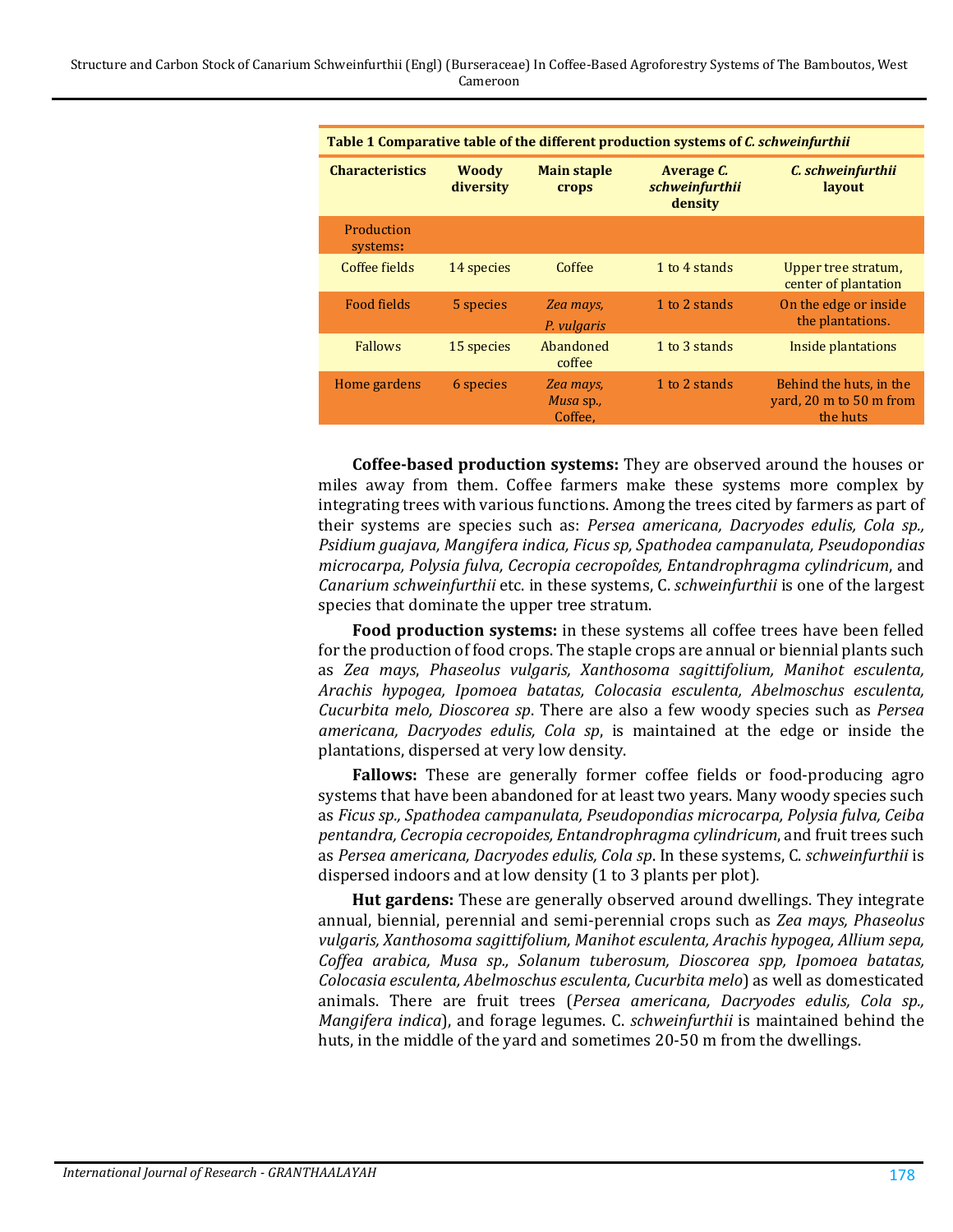**Table 1** Comparative table of the different production systems of *C. schweinfurthii*

| Characteristics | Woody diversity | Main staple crops | Average *C. schweinfurthii* density | *C. schweinfurthii* layout |
|---|---|---|---|---|
| Production systems: | | | | |
| Coffee fields | 14 species | Coffee | 1 to 4 stands | Upper tree stratum, center of plantation |
| Food fields | 5 species | *Zea mays*, *P. vulgaris* | 1 to 2 stands | On the edge or inside the plantations. |
| Fallows | 15 species | Abandoned coffee | 1 to 3 stands | Inside plantations |
| Home gardens | 6 species | *Zea mays*, *Musa* sp., Coffee, | 1 to 2 stands | Behind the huts, in the yard, 20 m to 50 m from the huts |

**Coffee-based production systems:** They are observed around the houses or miles away from them. Coffee farmers make these systems more complex by integrating trees with various functions. Among the trees cited by farmers as part of their systems are species such as: *Persea americana, Dacryodes edulis, Cola sp., Psidium guajava, Mangifera indica, Ficus sp, Spathodea campanulata, Pseudopondias microcarpa, Polysia fulva, Cecropia cecropoîdes, Entandrophragma cylindricum*, and *Canarium schweinfurthii* etc. in these systems, C. *schweinfurthii* is one of the largest species that dominate the upper tree stratum.

**Food production systems:** in these systems all coffee trees have been felled for the production of food crops. The staple crops are annual or biennial plants such as *Zea mays*, *Phaseolus vulgaris, Xanthosoma sagittifolium, Manihot esculenta, Arachis hypogea, Ipomoea batatas, Colocasia esculenta, Abelmoschus esculenta, Cucurbita melo, Dioscorea sp*. There are also a few woody species such as *Persea americana, Dacryodes edulis, Cola sp*, is maintained at the edge or inside the plantations, dispersed at very low density.

**Fallows:** These are generally former coffee fields or food-producing agro systems that have been abandoned for at least two years. Many woody species such as *Ficus sp., Spathodea campanulata, Pseudopondias microcarpa, Polysia fulva, Ceiba pentandra, Cecropia cecropoides, Entandrophragma cylindricum*, and fruit trees such as *Persea americana, Dacryodes edulis, Cola sp*. In these systems, C. *schweinfurthii* is dispersed indoors and at low density (1 to 3 plants per plot).

**Hut gardens:** These are generally observed around dwellings. They integrate annual, biennial, perennial and semi-perennial crops such as *Zea mays, Phaseolus vulgaris, Xanthosoma sagittifolium, Manihot esculenta, Arachis hypogea, Allium sepa, Coffea arabica, Musa sp., Solanum tuberosum, Dioscorea spp, Ipomoea batatas, Colocasia esculenta, Abelmoschus esculenta, Cucurbita melo*) as well as domesticated animals. There are fruit trees (*Persea americana, Dacryodes edulis, Cola sp., Mangifera indica*), and forage legumes. C. *schweinfurthii* is maintained behind the huts, in the middle of the yard and sometimes 20-50 m from the dwellings.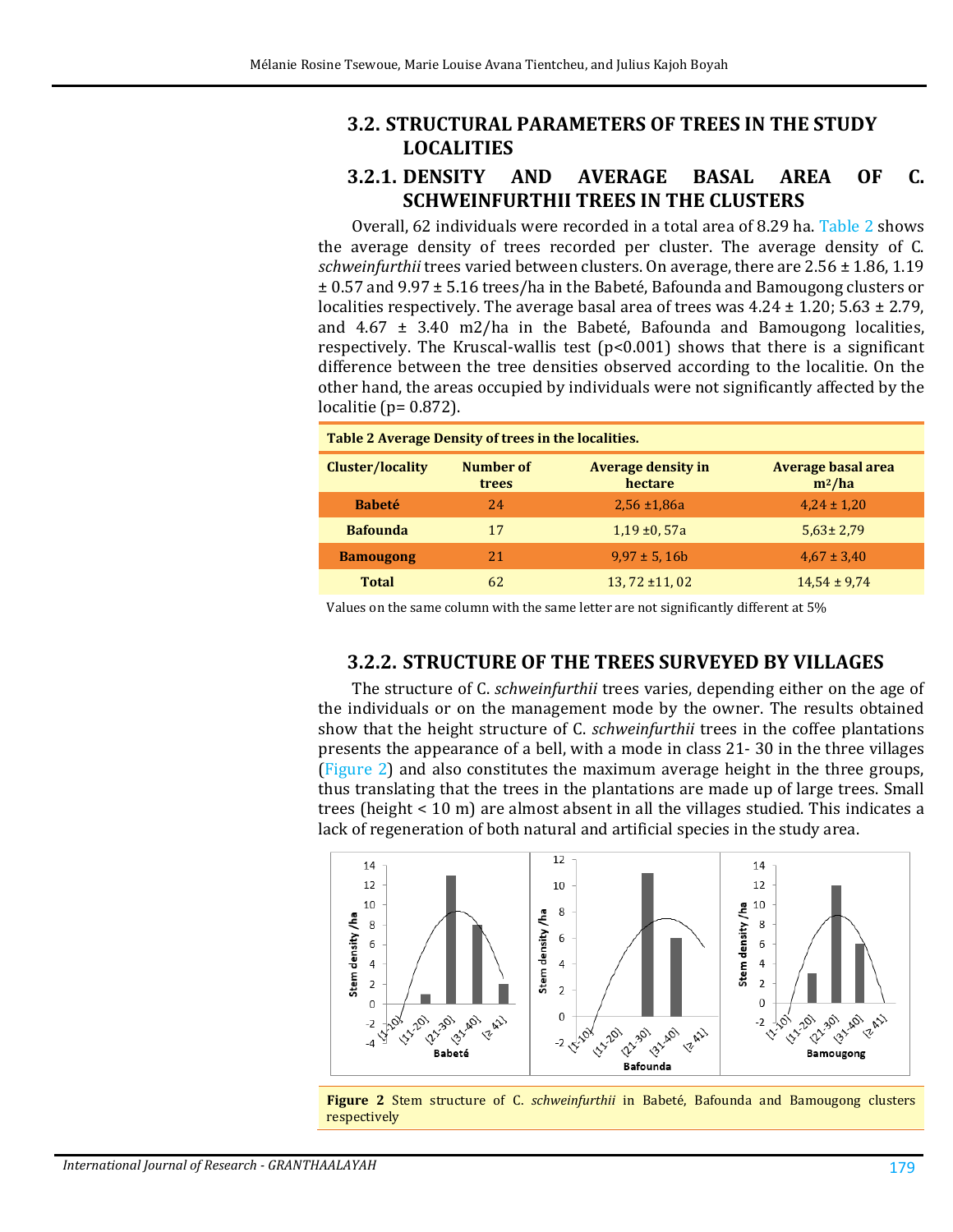### 3.2. STRUCTURAL PARAMETERS OF TREES IN THE STUDY LOCALITIES

#### 3.2.1. DENSITY AND AVERAGE BASAL AREA OF C. SCHWEINFURTHII TREES IN THE CLUSTERS

Overall, 62 individuals were recorded in a total area of 8.29 ha. Table 2 shows the average density of trees recorded per cluster. The average density of C. *schweinfurthii* trees varied between clusters. On average, there are 2.56 ± 1.86, 1.19 ± 0.57 and 9.97 ± 5.16 trees/ha in the Babeté, Bafounda and Bamougong clusters or localities respectively. The average basal area of trees was 4.24 ± 1.20; 5.63 ± 2.79, and 4.67 ± 3.40 m2/ha in the Babeté, Bafounda and Bamougong localities, respectively. The Kruscal-wallis test ($p<0.001$) shows that there is a significant difference between the tree densities observed according to the localitie. On the other hand, the areas occupied by individuals were not significantly affected by the localitie ($p= 0.872$).

**Table 2** Average Density of trees in the localities.

| Cluster/locality | Number of trees | Average density in hectare | Average basal area m²/ha |
|---|---|---|---|
| **Babeté** | 24 | 2,56 ±1,86a | 4,24 ± 1,20 |
| **Bafounda** | 17 | 1,19 ±0, 57a | 5,63± 2,79 |
| **Bamougong** | 21 | 9,97 ± 5, 16b | 4,67 ± 3,40 |
| **Total** | 62 | 13, 72 ±11, 02 | 14,54 ± 9,74 |

Values on the same column with the same letter are not significantly different at 5%

#### 3.2.2. STRUCTURE OF THE TREES SURVEYED BY VILLAGES

The structure of C. *schweinfurthii* trees varies, depending either on the age of the individuals or on the management mode by the owner. The results obtained show that the height structure of C. *schweinfurthii* trees in the coffee plantations presents the appearance of a bell, with a mode in class 21- 30 in the three villages (Figure 2) and also constitutes the maximum average height in the three groups, thus translating that the trees in the plantations are made up of large trees. Small trees (height < 10 m) are almost absent in all the villages studied. This indicates a lack of regeneration of both natural and artificial species in the study area.

**Figure 2** Stem structure of C. *schweinfurthii* in Babeté, Bafounda and Bamougong clusters respectively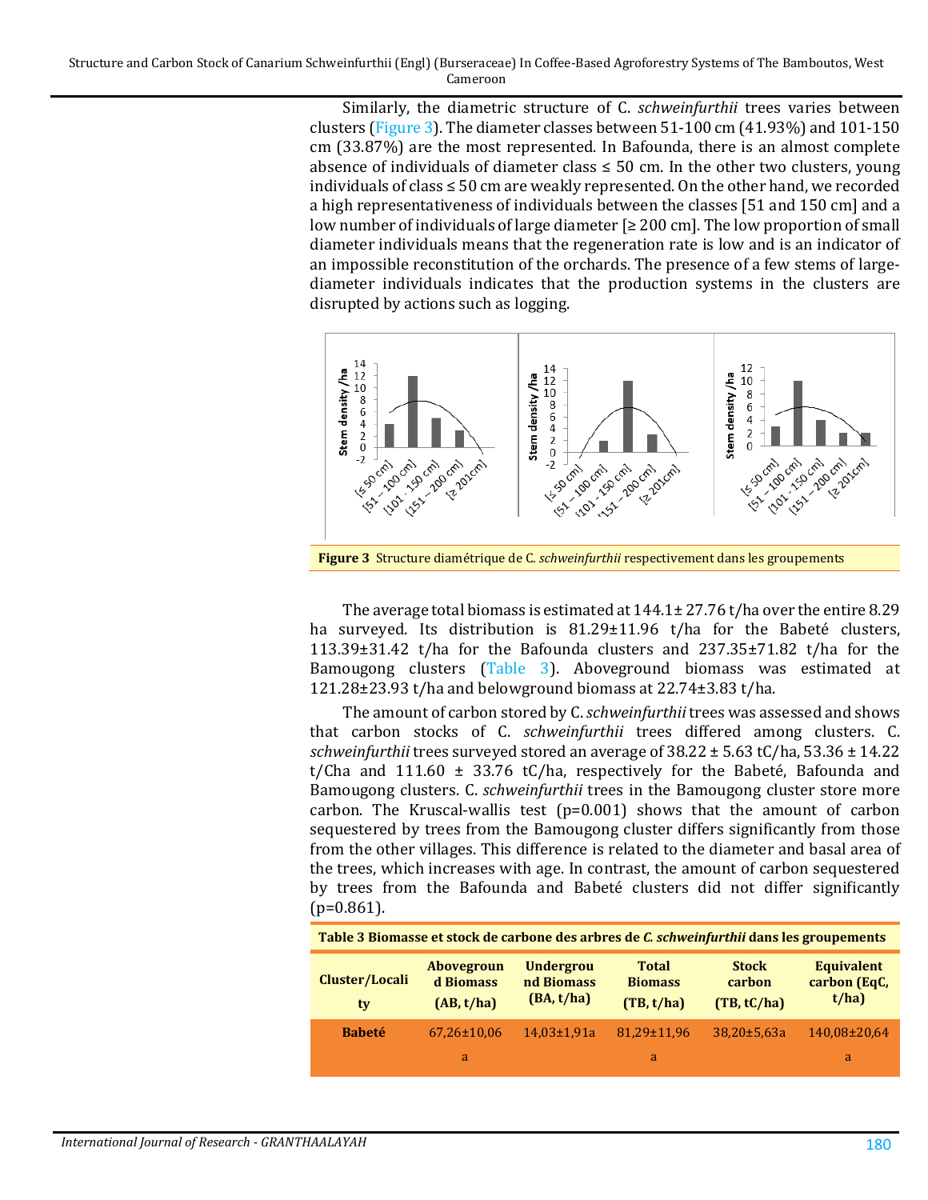Similarly, the diametric structure of C. *schweinfurthii* trees varies between clusters (Figure 3). The diameter classes between 51-100 cm (41.93%) and 101-150 cm (33.87%) are the most represented. In Bafounda, there is an almost complete absence of individuals of diameter class ≤ 50 cm. In the other two clusters, young individuals of class ≤ 50 cm are weakly represented. On the other hand, we recorded a high representativeness of individuals between the classes [51 and 150 cm] and a low number of individuals of large diameter [≥ 200 cm]. The low proportion of small diameter individuals means that the regeneration rate is low and is an indicator of an impossible reconstitution of the orchards. The presence of a few stems of large-diameter individuals indicates that the production systems in the clusters are disrupted by actions such as logging.

**Figure 3** Structure diamétrique de C. *schweinfurthii* respectivement dans les groupements

The average total biomass is estimated at 144.1± 27.76 t/ha over the entire 8.29 ha surveyed. Its distribution is 81.29±11.96 t/ha for the Babeté clusters, 113.39±31.42 t/ha for the Bafounda clusters and 237.35±71.82 t/ha for the Bamougong clusters (Table 3). Aboveground biomass was estimated at 121.28±23.93 t/ha and belowground biomass at 22.74±3.83 t/ha.

The amount of carbon stored by C. *schweinfurthii* trees was assessed and shows that carbon stocks of C. *schweinfurthii* trees differed among clusters. C. *schweinfurthii* trees surveyed stored an average of 38.22 ± 5.63 tC/ha, 53.36 ± 14.22 t/Cha and 111.60 ± 33.76 tC/ha, respectively for the Babeté, Bafounda and Bamougong clusters. C. *schweinfurthii* trees in the Bamougong cluster store more carbon. The Kruscal-wallis test (p=0.001) shows that the amount of carbon sequestered by trees from the Bamougong cluster differs significantly from those from the other villages. This difference is related to the diameter and basal area of the trees, which increases with age. In contrast, the amount of carbon sequestered by trees from the Bafounda and Babeté clusters did not differ significantly (p=0.861).

**Table 3 Biomasse et stock de carbone des arbres de *C. schweinfurthii* dans les groupements**

| Cluster/Locality | Aboveground Biomass (AB, t/ha) | Underground Biomass (BA, t/ha) | Total Biomass (TB, t/ha) | Stock carbon (TB, tC/ha) | Equivalent carbon (EqC, t/ha) |
|---|---|---|---|---|---|
| **Babeté** | 67,26±10,06 a | 14,03±1,91a | 81,29±11,96 a | 38,20±5,63a | 140,08±20,64 a |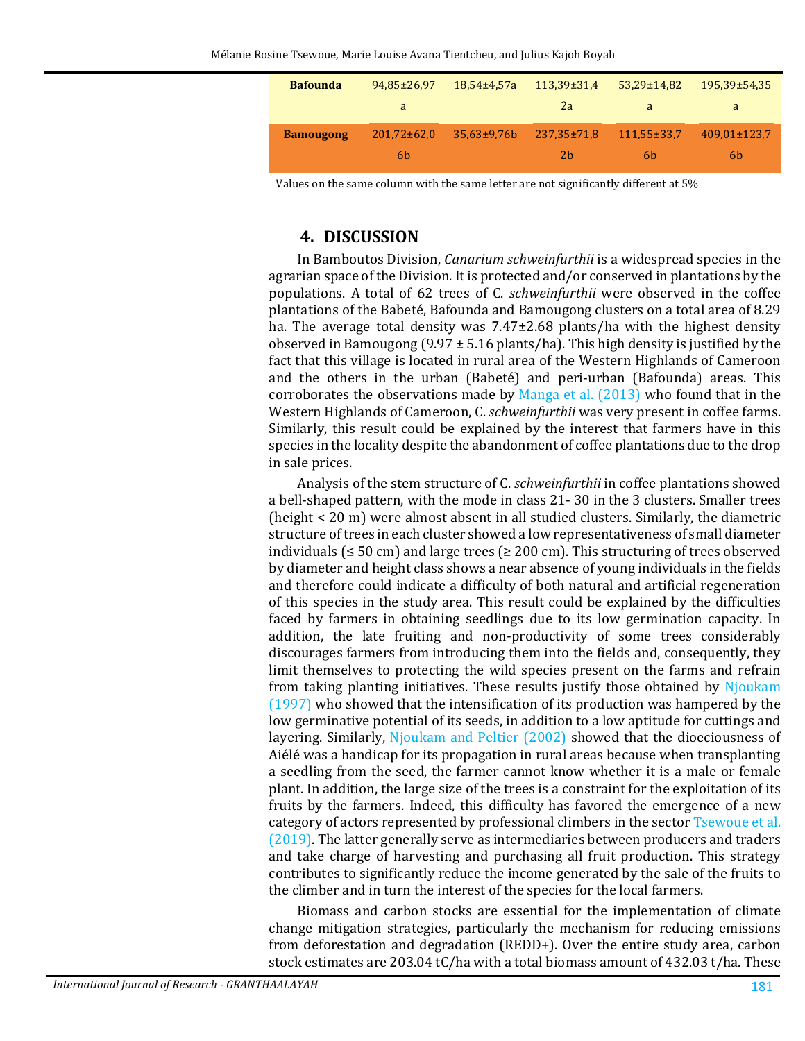| Bafounda | 94,85±26,97 a | 18,54±4,57a | 113,39±31,4 2a | 53,29±14,82 a | 195,39±54,35 a |
|---|---|---|---|---|---|
| Bamougong | 201,72±62,0 6b | 35,63±9,76b | 237,35±71,8 2b | 111,55±33,7 6b | 409,01±123,7 6b |

Values on the same column with the same letter are not significantly different at 5%

## 4. DISCUSSION

In Bamboutos Division, *Canarium schweinfurthii* is a widespread species in the agrarian space of the Division. It is protected and/or conserved in plantations by the populations. A total of 62 trees of C. *schweinfurthii* were observed in the coffee plantations of the Babeté, Bafounda and Bamougong clusters on a total area of 8.29 ha. The average total density was 7.47±2.68 plants/ha with the highest density observed in Bamougong (9.97 ± 5.16 plants/ha). This high density is justified by the fact that this village is located in rural area of the Western Highlands of Cameroon and the others in the urban (Babeté) and peri-urban (Bafounda) areas. This corroborates the observations made by Manga et al. (2013) who found that in the Western Highlands of Cameroon, C. *schweinfurthii* was very present in coffee farms. Similarly, this result could be explained by the interest that farmers have in this species in the locality despite the abandonment of coffee plantations due to the drop in sale prices.

Analysis of the stem structure of C. *schweinfurthii* in coffee plantations showed a bell-shaped pattern, with the mode in class 21- 30 in the 3 clusters. Smaller trees (height < 20 m) were almost absent in all studied clusters. Similarly, the diametric structure of trees in each cluster showed a low representativeness of small diameter individuals (≤ 50 cm) and large trees (≥ 200 cm). This structuring of trees observed by diameter and height class shows a near absence of young individuals in the fields and therefore could indicate a difficulty of both natural and artificial regeneration of this species in the study area. This result could be explained by the difficulties faced by farmers in obtaining seedlings due to its low germination capacity. In addition, the late fruiting and non-productivity of some trees considerably discourages farmers from introducing them into the fields and, consequently, they limit themselves to protecting the wild species present on the farms and refrain from taking planting initiatives. These results justify those obtained by Njoukam (1997) who showed that the intensification of its production was hampered by the low germinative potential of its seeds, in addition to a low aptitude for cuttings and layering. Similarly, Njoukam and Peltier (2002) showed that the dioeciousness of Aiélé was a handicap for its propagation in rural areas because when transplanting a seedling from the seed, the farmer cannot know whether it is a male or female plant. In addition, the large size of the trees is a constraint for the exploitation of its fruits by the farmers. Indeed, this difficulty has favored the emergence of a new category of actors represented by professional climbers in the sector Tsewoue et al. (2019). The latter generally serve as intermediaries between producers and traders and take charge of harvesting and purchasing all fruit production. This strategy contributes to significantly reduce the income generated by the sale of the fruits to the climber and in turn the interest of the species for the local farmers.

Biomass and carbon stocks are essential for the implementation of climate change mitigation strategies, particularly the mechanism for reducing emissions from deforestation and degradation (REDD+). Over the entire study area, carbon stock estimates are 203.04 tC/ha with a total biomass amount of 432.03 t/ha. These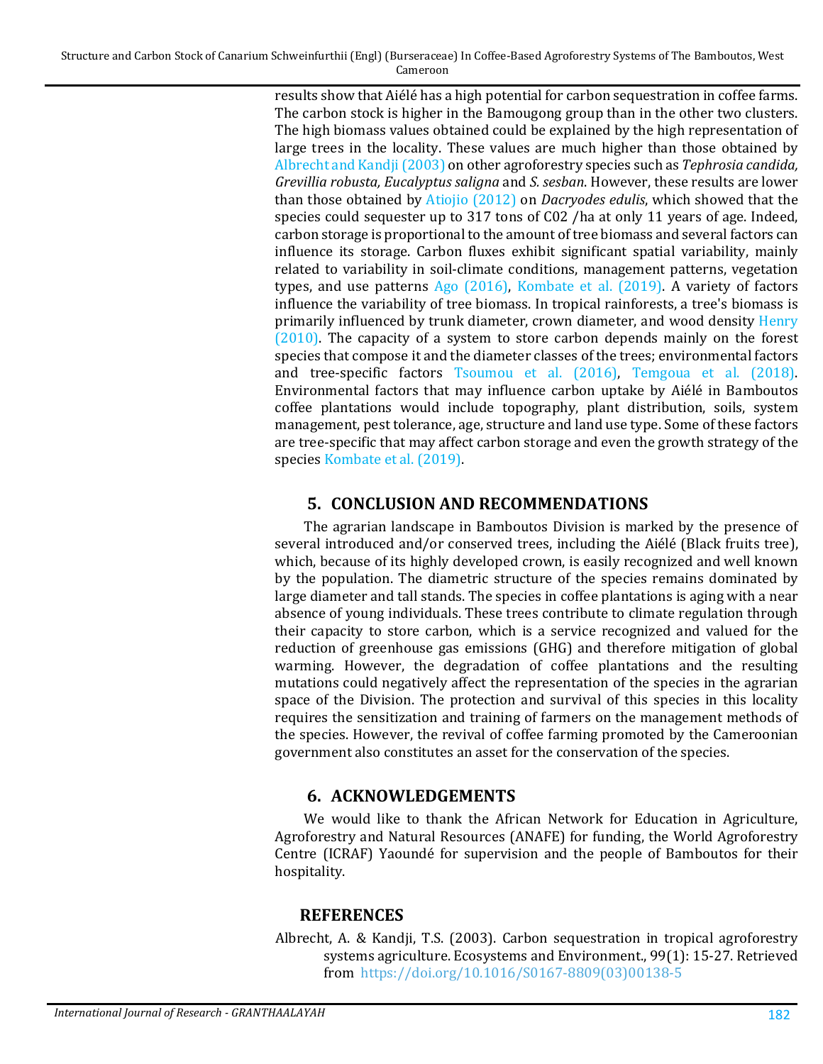results show that Aiélé has a high potential for carbon sequestration in coffee farms. The carbon stock is higher in the Bamougong group than in the other two clusters. The high biomass values obtained could be explained by the high representation of large trees in the locality. These values are much higher than those obtained by Albrecht and Kandji (2003) on other agroforestry species such as *Tephrosia candida, Grevillia robusta, Eucalyptus saligna* and *S. sesban*. However, these results are lower than those obtained by Atiojio (2012) on *Dacryodes edulis*, which showed that the species could sequester up to 317 tons of C02 /ha at only 11 years of age. Indeed, carbon storage is proportional to the amount of tree biomass and several factors can influence its storage. Carbon fluxes exhibit significant spatial variability, mainly related to variability in soil-climate conditions, management patterns, vegetation types, and use patterns Ago (2016), Kombate et al. (2019). A variety of factors influence the variability of tree biomass. In tropical rainforests, a tree's biomass is primarily influenced by trunk diameter, crown diameter, and wood density Henry (2010). The capacity of a system to store carbon depends mainly on the forest species that compose it and the diameter classes of the trees; environmental factors and tree-specific factors Tsoumou et al. (2016), Temgoua et al. (2018). Environmental factors that may influence carbon uptake by Aiélé in Bamboutos coffee plantations would include topography, plant distribution, soils, system management, pest tolerance, age, structure and land use type. Some of these factors are tree-specific that may affect carbon storage and even the growth strategy of the species Kombate et al. (2019).

## 5. CONCLUSION AND RECOMMENDATIONS

The agrarian landscape in Bamboutos Division is marked by the presence of several introduced and/or conserved trees, including the Aiélé (Black fruits tree), which, because of its highly developed crown, is easily recognized and well known by the population. The diametric structure of the species remains dominated by large diameter and tall stands. The species in coffee plantations is aging with a near absence of young individuals. These trees contribute to climate regulation through their capacity to store carbon, which is a service recognized and valued for the reduction of greenhouse gas emissions (GHG) and therefore mitigation of global warming. However, the degradation of coffee plantations and the resulting mutations could negatively affect the representation of the species in the agrarian space of the Division. The protection and survival of this species in this locality requires the sensitization and training of farmers on the management methods of the species. However, the revival of coffee farming promoted by the Cameroonian government also constitutes an asset for the conservation of the species.

## 6. ACKNOWLEDGEMENTS

We would like to thank the African Network for Education in Agriculture, Agroforestry and Natural Resources (ANAFE) for funding, the World Agroforestry Centre (ICRAF) Yaoundé for supervision and the people of Bamboutos for their hospitality.

## REFERENCES

Albrecht, A. & Kandji, T.S. (2003). Carbon sequestration in tropical agroforestry systems agriculture. Ecosystems and Environment., 99(1): 15-27. Retrieved from https://doi.org/10.1016/S0167-8809(03)00138-5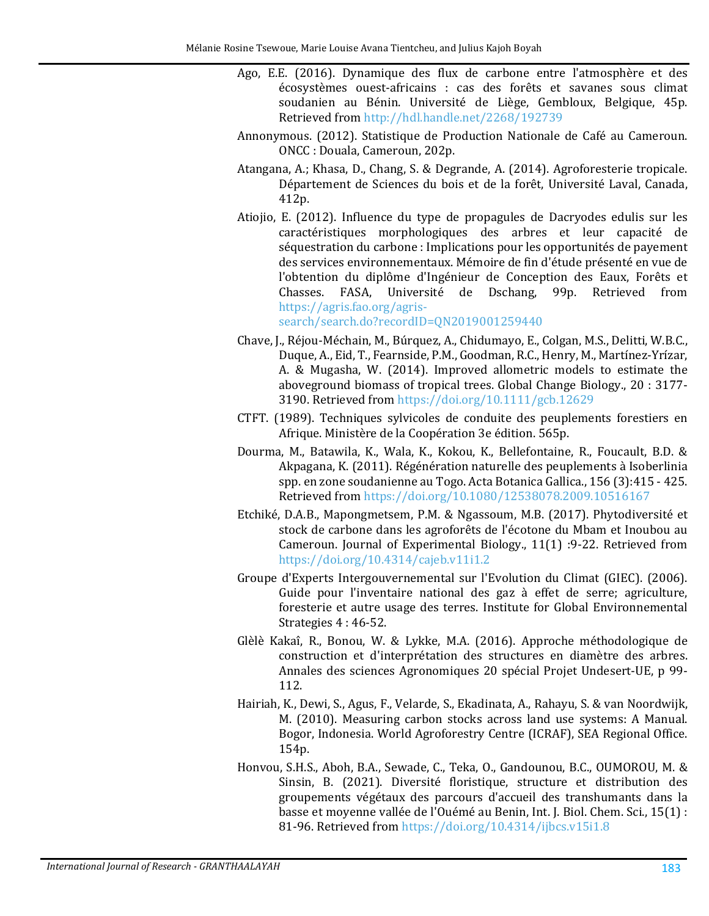Ago, E.E. (2016). Dynamique des flux de carbone entre l'atmosphère et des écosystèmes ouest-africains : cas des forêts et savanes sous climat soudanien au Bénin. Université de Liège, Gembloux, Belgique, 45p. Retrieved from http://hdl.handle.net/2268/192739

Annonymous. (2012). Statistique de Production Nationale de Café au Cameroun. ONCC : Douala, Cameroun, 202p.

Atangana, A.; Khasa, D., Chang, S. & Degrande, A. (2014). Agroforesterie tropicale. Département de Sciences du bois et de la forêt, Université Laval, Canada, 412p.

Atiojio, E. (2012). Influence du type de propagules de Dacryodes edulis sur les caractéristiques morphologiques des arbres et leur capacité de séquestration du carbone : Implications pour les opportunités de payement des services environnementaux. Mémoire de fin d'étude présenté en vue de l'obtention du diplôme d'Ingénieur de Conception des Eaux, Forêts et Chasses. FASA, Université de Dschang, 99p. Retrieved from https://agris.fao.org/agris-search/search.do?recordID=QN2019001259440

Chave, J., Réjou-Méchain, M., Búrquez, A., Chidumayo, E., Colgan, M.S., Delitti, W.B.C., Duque, A., Eid, T., Fearnside, P.M., Goodman, R.C., Henry, M., Martínez-Yrízar, A. & Mugasha, W. (2014). Improved allometric models to estimate the aboveground biomass of tropical trees. Global Change Biology., 20 : 3177-3190. Retrieved from https://doi.org/10.1111/gcb.12629

CTFT. (1989). Techniques sylvicoles de conduite des peuplements forestiers en Afrique. Ministère de la Coopération 3e édition. 565p.

Dourma, M., Batawila, K., Wala, K., Kokou, K., Bellefontaine, R., Foucault, B.D. & Akpagana, K. (2011). Régénération naturelle des peuplements à Isoberlinia spp. en zone soudanienne au Togo. Acta Botanica Gallica., 156 (3):415 - 425. Retrieved from https://doi.org/10.1080/12538078.2009.10516167

Etchiké, D.A.B., Mapongmetsem, P.M. & Ngassoum, M.B. (2017). Phytodiversité et stock de carbone dans les agroforêts de l'écotone du Mbam et Inoubou au Cameroun. Journal of Experimental Biology., 11(1) :9-22. Retrieved from https://doi.org/10.4314/cajeb.v11i1.2

Groupe d'Experts Intergouvernemental sur l'Evolution du Climat (GIEC). (2006). Guide pour l'inventaire national des gaz à effet de serre; agriculture, foresterie et autre usage des terres. Institute for Global Environnemental Strategies 4 : 46-52.

Glèlè Kakaî, R., Bonou, W. & Lykke, M.A. (2016). Approche méthodologique de construction et d'interprétation des structures en diamètre des arbres. Annales des sciences Agronomiques 20 spécial Projet Undesert-UE, p 99-112.

Hairiah, K., Dewi, S., Agus, F., Velarde, S., Ekadinata, A., Rahayu, S. & van Noordwijk, M. (2010). Measuring carbon stocks across land use systems: A Manual. Bogor, Indonesia. World Agroforestry Centre (ICRAF), SEA Regional Office. 154p.

Honvou, S.H.S., Aboh, B.A., Sewade, C., Teka, O., Gandounou, B.C., OUMOROU, M. & Sinsin, B. (2021). Diversité floristique, structure et distribution des groupements végétaux des parcours d'accueil des transhumants dans la basse et moyenne vallée de l'Ouémé au Benin, Int. J. Biol. Chem. Sci., 15(1) : 81-96. Retrieved from https://doi.org/10.4314/ijbcs.v15i1.8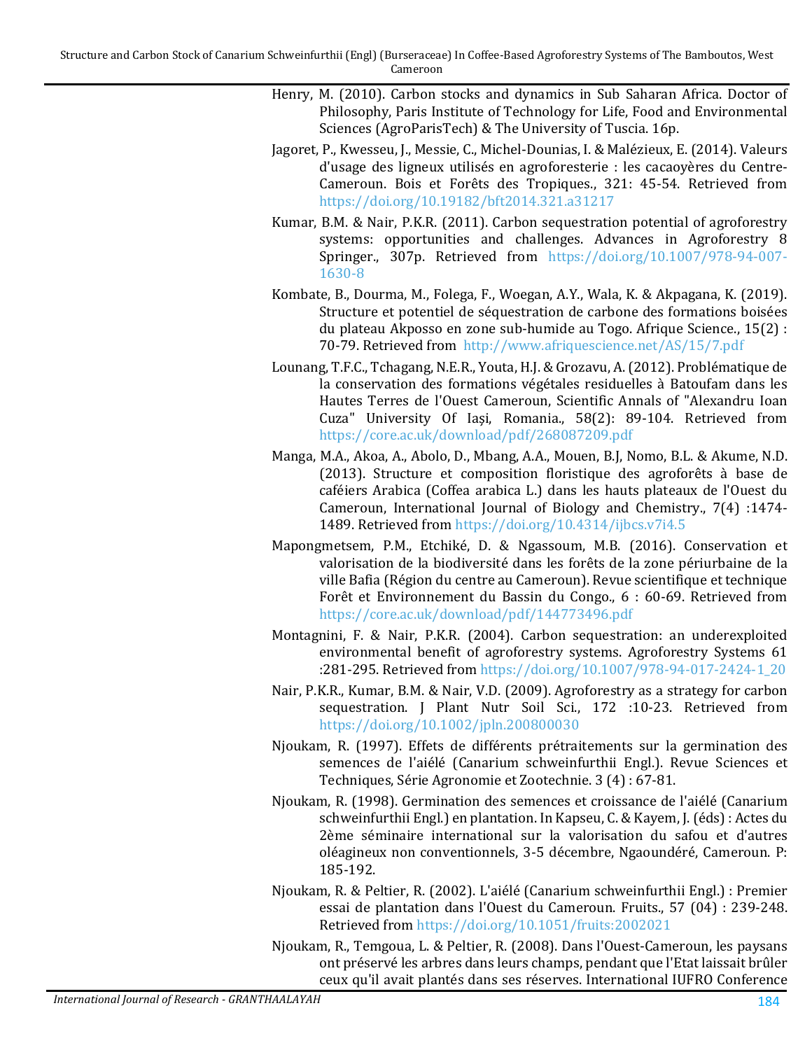Henry, M. (2010). Carbon stocks and dynamics in Sub Saharan Africa. Doctor of Philosophy, Paris Institute of Technology for Life, Food and Environmental Sciences (AgroParisTech) & The University of Tuscia. 16p.

Jagoret, P., Kwesseu, J., Messie, C., Michel-Dounias, I. & Malézieux, E. (2014). Valeurs d'usage des ligneux utilisés en agroforesterie : les cacaoyères du Centre-Cameroun. Bois et Forêts des Tropiques., 321: 45-54. Retrieved from https://doi.org/10.19182/bft2014.321.a31217

Kumar, B.M. & Nair, P.K.R. (2011). Carbon sequestration potential of agroforestry systems: opportunities and challenges. Advances in Agroforestry 8 Springer., 307p. Retrieved from https://doi.org/10.1007/978-94-007-1630-8

Kombate, B., Dourma, M., Folega, F., Woegan, A.Y., Wala, K. & Akpagana, K. (2019). Structure et potentiel de séquestration de carbone des formations boisées du plateau Akposso en zone sub-humide au Togo. Afrique Science., 15(2) : 70-79. Retrieved from http://www.afriquescience.net/AS/15/7.pdf

Lounang, T.F.C., Tchagang, N.E.R., Youta, H.J. & Grozavu, A. (2012). Problématique de la conservation des formations végétales residuelles à Batoufam dans les Hautes Terres de l'Ouest Cameroun, Scientific Annals of "Alexandru Ioan Cuza" University Of Iaşi, Romania., 58(2): 89-104. Retrieved from https://core.ac.uk/download/pdf/268087209.pdf

Manga, M.A., Akoa, A., Abolo, D., Mbang, A.A., Mouen, B.J, Nomo, B.L. & Akume, N.D. (2013). Structure et composition floristique des agroforêts à base de caféiers Arabica (Coffea arabica L.) dans les hauts plateaux de l'Ouest du Cameroun, International Journal of Biology and Chemistry., 7(4) :1474-1489. Retrieved from https://doi.org/10.4314/ijbcs.v7i4.5

Mapongmetsem, P.M., Etchiké, D. & Ngassoum, M.B. (2016). Conservation et valorisation de la biodiversité dans les forêts de la zone périurbaine de la ville Bafia (Région du centre au Cameroun). Revue scientifique et technique Forêt et Environnement du Bassin du Congo., 6 : 60-69. Retrieved from https://core.ac.uk/download/pdf/144773496.pdf

Montagnini, F. & Nair, P.K.R. (2004). Carbon sequestration: an underexploited environmental benefit of agroforestry systems. Agroforestry Systems 61 :281-295. Retrieved from https://doi.org/10.1007/978-94-017-2424-1_20

Nair, P.K.R., Kumar, B.M. & Nair, V.D. (2009). Agroforestry as a strategy for carbon sequestration. J Plant Nutr Soil Sci., 172 :10-23. Retrieved from https://doi.org/10.1002/jpln.200800030

Njoukam, R. (1997). Effets de différents prétraitements sur la germination des semences de l'aiélé (Canarium schweinfurthii Engl.). Revue Sciences et Techniques, Série Agronomie et Zootechnie. 3 (4) : 67-81.

Njoukam, R. (1998). Germination des semences et croissance de l'aiélé (Canarium schweinfurthii Engl.) en plantation. In Kapseu, C. & Kayem, J. (éds) : Actes du 2ème séminaire international sur la valorisation du safou et d'autres oléagineux non conventionnels, 3-5 décembre, Ngaoundéré, Cameroun. P: 185-192.

Njoukam, R. & Peltier, R. (2002). L'aiélé (Canarium schweinfurthii Engl.) : Premier essai de plantation dans l'Ouest du Cameroun. Fruits., 57 (04) : 239-248. Retrieved from https://doi.org/10.1051/fruits:2002021

Njoukam, R., Temgoua, L. & Peltier, R. (2008). Dans l'Ouest-Cameroun, les paysans ont préservé les arbres dans leurs champs, pendant que l'Etat laissait brûler ceux qu'il avait plantés dans ses réserves. International IUFRO Conference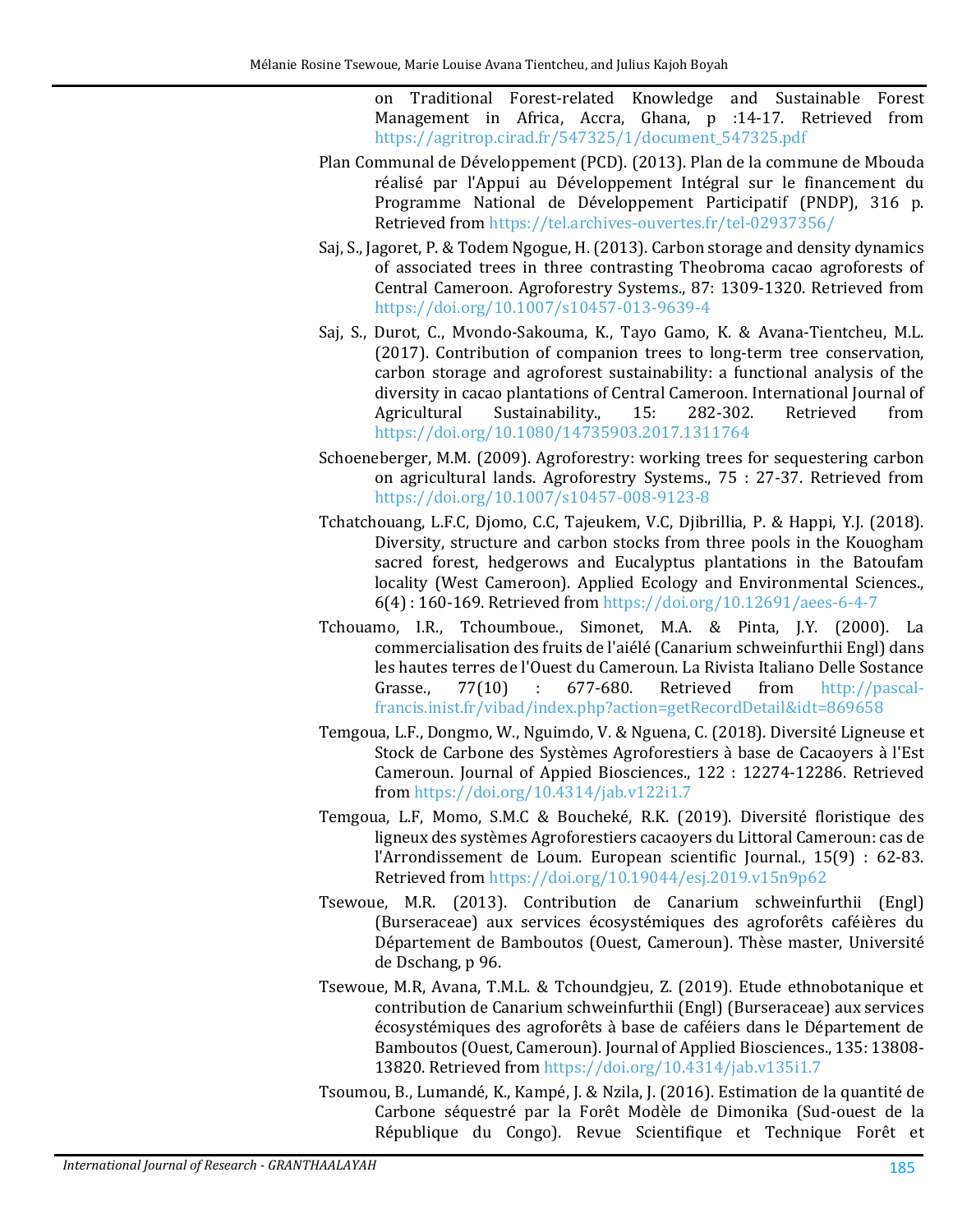on Traditional Forest-related Knowledge and Sustainable Forest Management in Africa, Accra, Ghana, p :14-17. Retrieved from https://agritrop.cirad.fr/547325/1/document_547325.pdf

Plan Communal de Développement (PCD). (2013). Plan de la commune de Mbouda réalisé par l'Appui au Développement Intégral sur le financement du Programme National de Développement Participatif (PNDP), 316 p. Retrieved from https://tel.archives-ouvertes.fr/tel-02937356/

Saj, S., Jagoret, P. & Todem Ngogue, H. (2013). Carbon storage and density dynamics of associated trees in three contrasting Theobroma cacao agroforests of Central Cameroon. Agroforestry Systems., 87: 1309-1320. Retrieved from https://doi.org/10.1007/s10457-013-9639-4

Saj, S., Durot, C., Mvondo-Sakouma, K., Tayo Gamo, K. & Avana-Tientcheu, M.L. (2017). Contribution of companion trees to long-term tree conservation, carbon storage and agroforest sustainability: a functional analysis of the diversity in cacao plantations of Central Cameroon. International Journal of Agricultural Sustainability., 15: 282-302. Retrieved from https://doi.org/10.1080/14735903.2017.1311764

Schoeneberger, M.M. (2009). Agroforestry: working trees for sequestering carbon on agricultural lands. Agroforestry Systems., 75 : 27-37. Retrieved from https://doi.org/10.1007/s10457-008-9123-8

Tchatchouang, L.F.C, Djomo, C.C, Tajeukem, V.C, Djibrillia, P. & Happi, Y.J. (2018). Diversity, structure and carbon stocks from three pools in the Kougham sacred forest, hedgerows and Eucalyptus plantations in the Batoufam locality (West Cameroon). Applied Ecology and Environmental Sciences., 6(4) : 160-169. Retrieved from https://doi.org/10.12691/aees-6-4-7

Tchouamo, I.R., Tchoumboue., Simonet, M.A. & Pinta, J.Y. (2000). La commercialisation des fruits de l'aiélé (Canarium schweinfurthii Engl) dans les hautes terres de l'Ouest du Cameroun. La Rivista Italiano Delle Sostance Grasse., 77(10) : 677-680. Retrieved from http://pascal-francis.inist.fr/vibad/index.php?action=getRecordDetail&idt=869658

Temgoua, L.F., Dongmo, W., Nguimdo, V. & Nguena, C. (2018). Diversité Ligneuse et Stock de Carbone des Systèmes Agroforestiers à base de Cacaoyers à l'Est Cameroun. Journal of Appied Biosciences., 122 : 12274-12286. Retrieved from https://doi.org/10.4314/jab.v122i1.7

Temgoua, L.F, Momo, S.M.C & Boucheké, R.K. (2019). Diversité floristique des ligneux des systèmes Agroforestiers cacaoyers du Littoral Cameroun: cas de l'Arrondissement de Loum. European scientific Journal., 15(9) : 62-83. Retrieved from https://doi.org/10.19044/esj.2019.v15n9p62

Tsewoue, M.R. (2013). Contribution de Canarium schweinfurthii (Engl) (Burseraceae) aux services écosystémiques des agroforêts caféières du Département de Bamboutos (Ouest, Cameroun). Thèse master, Université de Dschang, p 96.

Tsewoue, M.R, Avana, T.M.L. & Tchoundgjeu, Z. (2019). Etude ethnobotanique et contribution de Canarium schweinfurthii (Engl) (Burseraceae) aux services écosystémiques des agroforêts à base de caféiers dans le Département de Bamboutos (Ouest, Cameroun). Journal of Applied Biosciences., 135: 13808-13820. Retrieved from https://doi.org/10.4314/jab.v135i1.7

Tsoumou, B., Lumandé, K., Kampé, J. & Nzila, J. (2016). Estimation de la quantité de Carbone séquestré par la Forêt Modèle de Dimonika (Sud-ouest de la République du Congo). Revue Scientifique et Technique Forêt et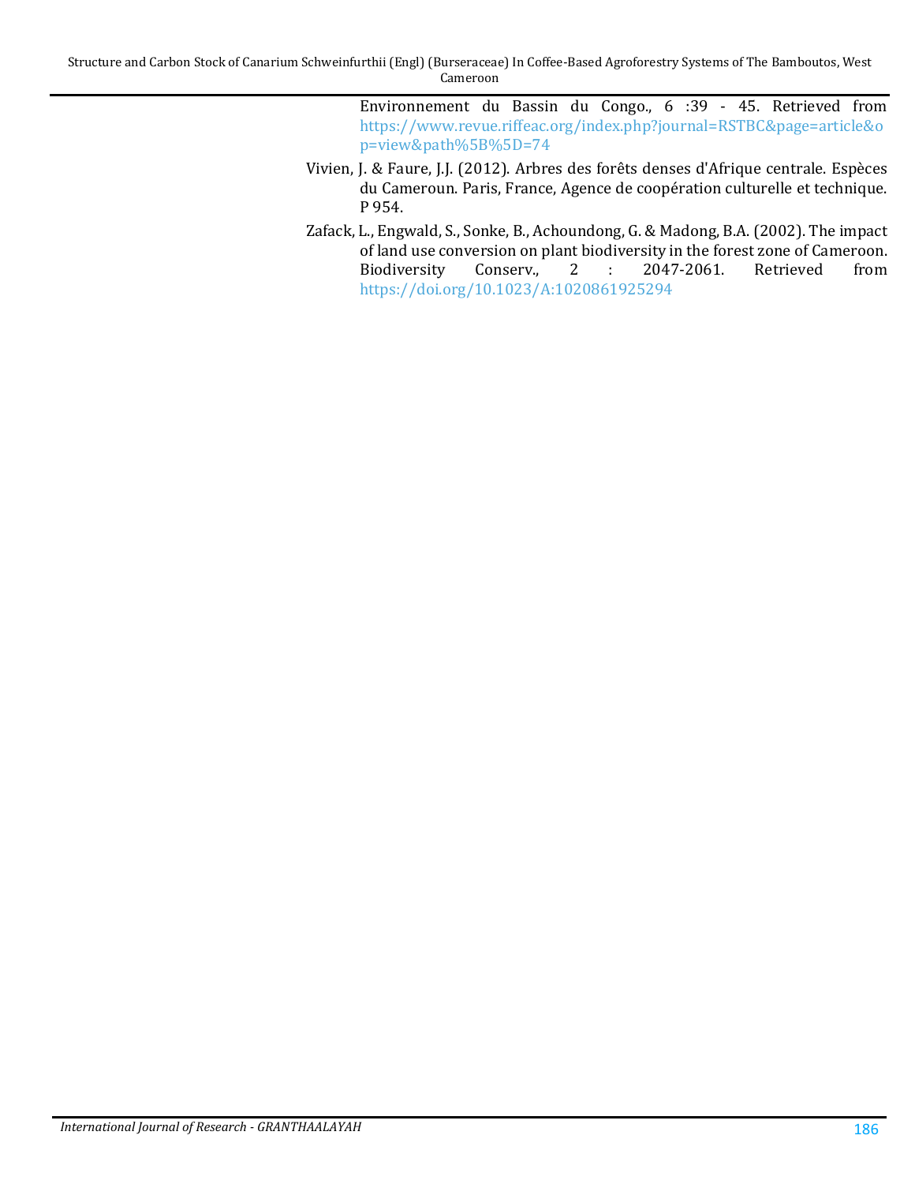Environnement du Bassin du Congo., 6 :39 - 45. Retrieved from https://www.revue.riffeac.org/index.php?journal=RSTBC&page=article&op=view&path%5B%5D=74

Vivien, J. & Faure, J.J. (2012). Arbres des forêts denses d'Afrique centrale. Espèces du Cameroun. Paris, France, Agence de coopération culturelle et technique. P 954.

Zafack, L., Engwald, S., Sonke, B., Achoundong, G. & Madong, B.A. (2002). The impact of land use conversion on plant biodiversity in the forest zone of Cameroon. Biodiversity Conserv., 2 : 2047-2061. Retrieved from https://doi.org/10.1023/A:1020861925294